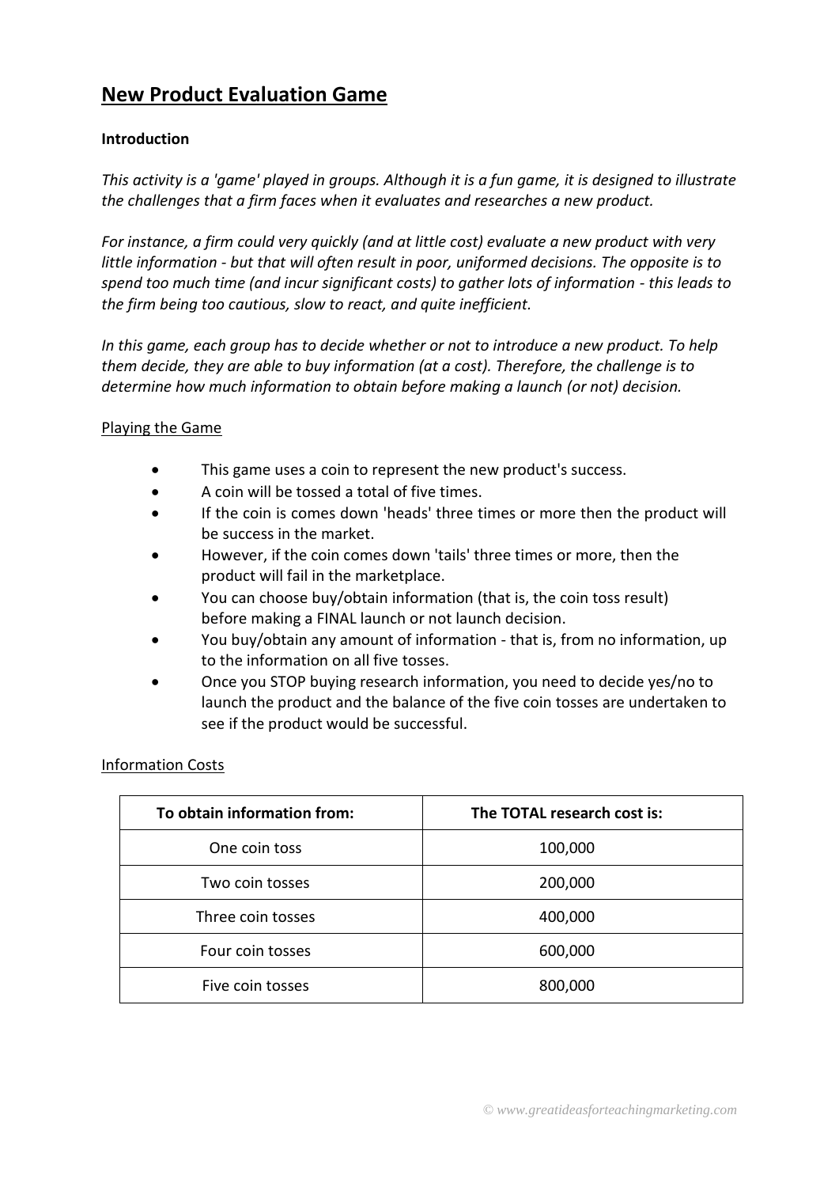# New Product Evaluation Game

**Introduction**

*This activity is a 'game' played in groups. Although it is a fun game, it is designed to illustrate the challenges that a firm faces when it evaluates and researches a new product.*

*For instance, a firm could very quickly (and at little cost) evaluate a new product with very little information - but that will often result in poor, uniformed decisions. The opposite is to spend too much time (and incur significant costs) to gather lots of information - this leads to the firm being too cautious, slow to react, and quite inefficient.*

*In this game, each group has to decide whether or not to introduce a new product. To help them decide, they are able to buy information (at a cost). Therefore, the challenge is to determine how much information to obtain before making a launch (or not) decision.*

Playing the Game

- This game uses a coin to represent the new product's success.
- A coin will be tossed a total of five times.
- If the coin is comes down 'heads' three times or more then the product will be success in the market.
- However, if the coin comes down 'tails' three times or more, then the product will fail in the marketplace.
- You can choose buy/obtain information (that is, the coin toss result) before making a FINAL launch or not launch decision.
- You buy/obtain any amount of information - that is, from no information, up to the information on all five tosses.
- Once you STOP buying research information, you need to decide yes/no to launch the product and the balance of the five coin tosses are undertaken to see if the product would be successful.

Information Costs

| To obtain information from: | The TOTAL research cost is: |
|---|---|
| One coin toss | 100,000 |
| Two coin tosses | 200,000 |
| Three coin tosses | 400,000 |
| Four coin tosses | 600,000 |
| Five coin tosses | 800,000 |

© www.greatideasforteachingmarketing.com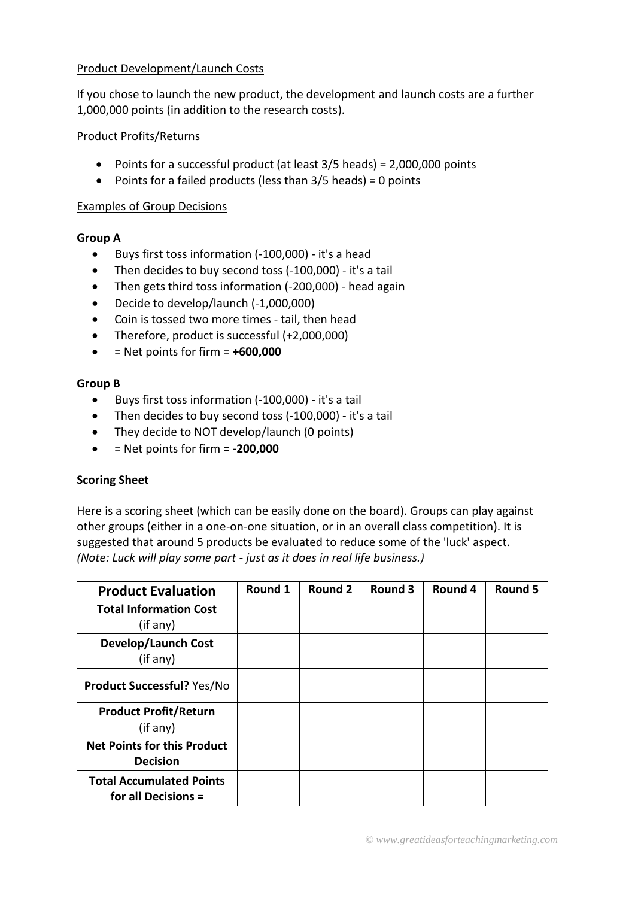Product Development/Launch Costs

If you chose to launch the new product, the development and launch costs are a further 1,000,000 points (in addition to the research costs).

Product Profits/Returns

- Points for a successful product (at least 3/5 heads) = 2,000,000 points
- Points for a failed products (less than 3/5 heads) = 0 points

Examples of Group Decisions

**Group A**

- Buys first toss information (-100,000) - it's a head
- Then decides to buy second toss (-100,000) - it's a tail
- Then gets third toss information (-200,000) - head again
- Decide to develop/launch (-1,000,000)
- Coin is tossed two more times - tail, then head
- Therefore, product is successful (+2,000,000)
- = Net points for firm = **+600,000**

**Group B**

- Buys first toss information (-100,000) - it's a tail
- Then decides to buy second toss (-100,000) - it's a tail
- They decide to NOT develop/launch (0 points)
- = Net points for firm **= -200,000**

**Scoring Sheet**

Here is a scoring sheet (which can be easily done on the board). Groups can play against other groups (either in a one-on-one situation, or in an overall class competition). It is suggested that around 5 products be evaluated to reduce some of the 'luck' aspect. *(Note: Luck will play some part - just as it does in real life business.)*

| **Product Evaluation** | **Round 1** | **Round 2** | **Round 3** | **Round 4** | **Round 5** |
|---|---|---|---|---|---|
| **Total Information Cost** (if any) | | | | | |
| **Develop/Launch Cost** (if any) | | | | | |
| **Product Successful?** Yes/No | | | | | |
| **Product Profit/Return** (if any) | | | | | |
| **Net Points for this Product Decision** | | | | | |
| **Total Accumulated Points for all Decisions =** | | | | | |

© www.greatideasforteachingmarketing.com